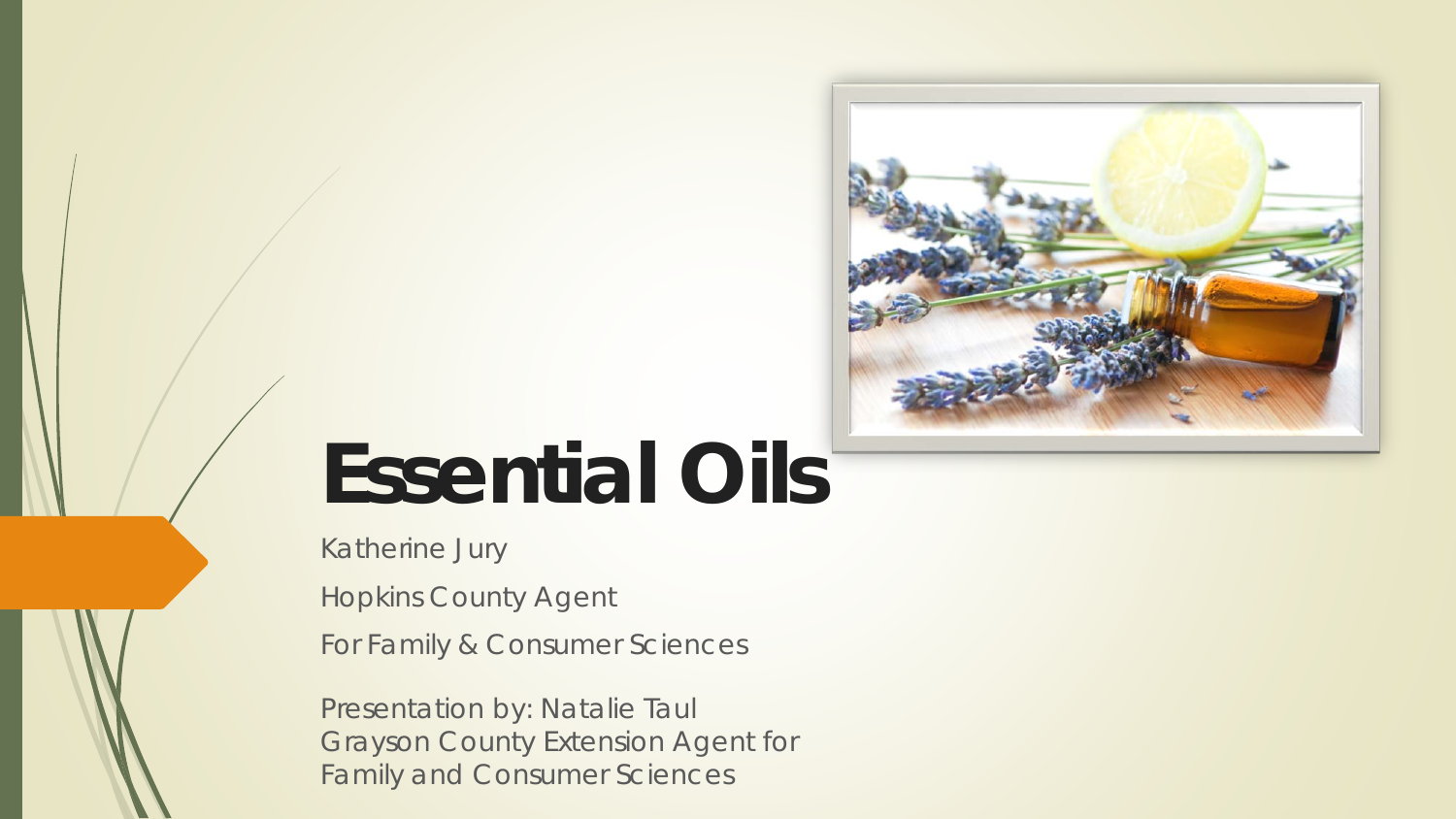# Essential Oils

Katherine Jury

Hopkins County Agent

For Family & Consumer Sciences

Presentation by: Natalie Taul
Grayson County Extension Agent for
Family and Consumer Sciences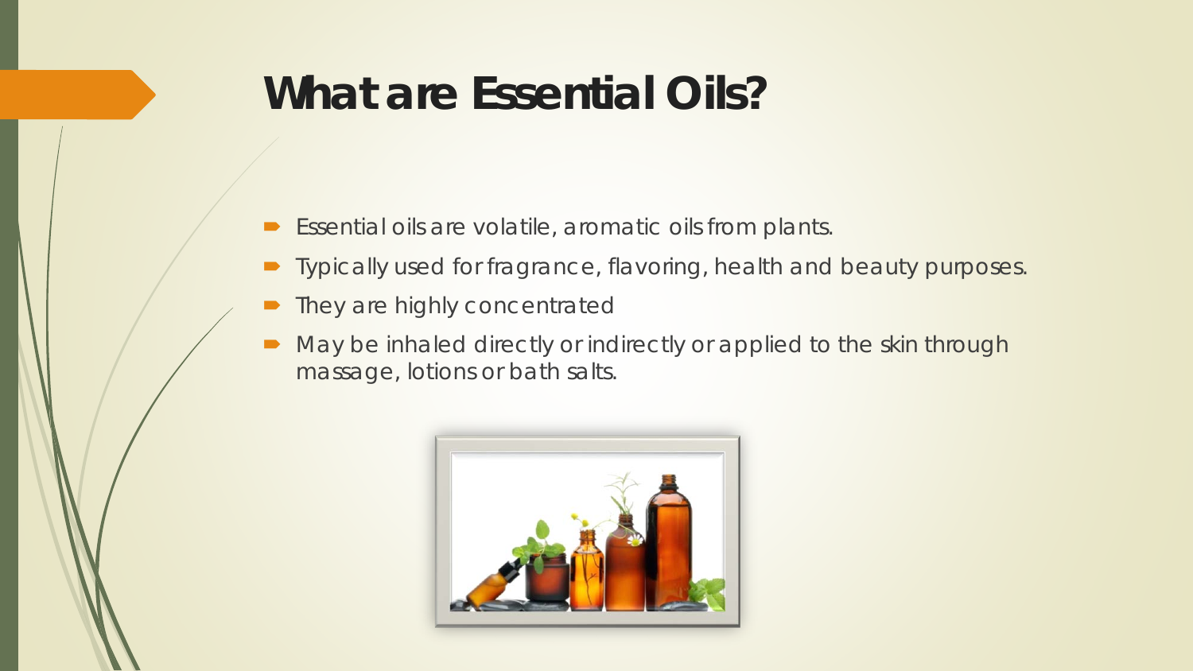# What are Essential Oils?

- Essential oils are volatile, aromatic oils from plants.
- Typically used for fragrance, flavoring, health and beauty purposes.
- They are highly concentrated
- May be inhaled directly or indirectly or applied to the skin through massage, lotions or bath salts.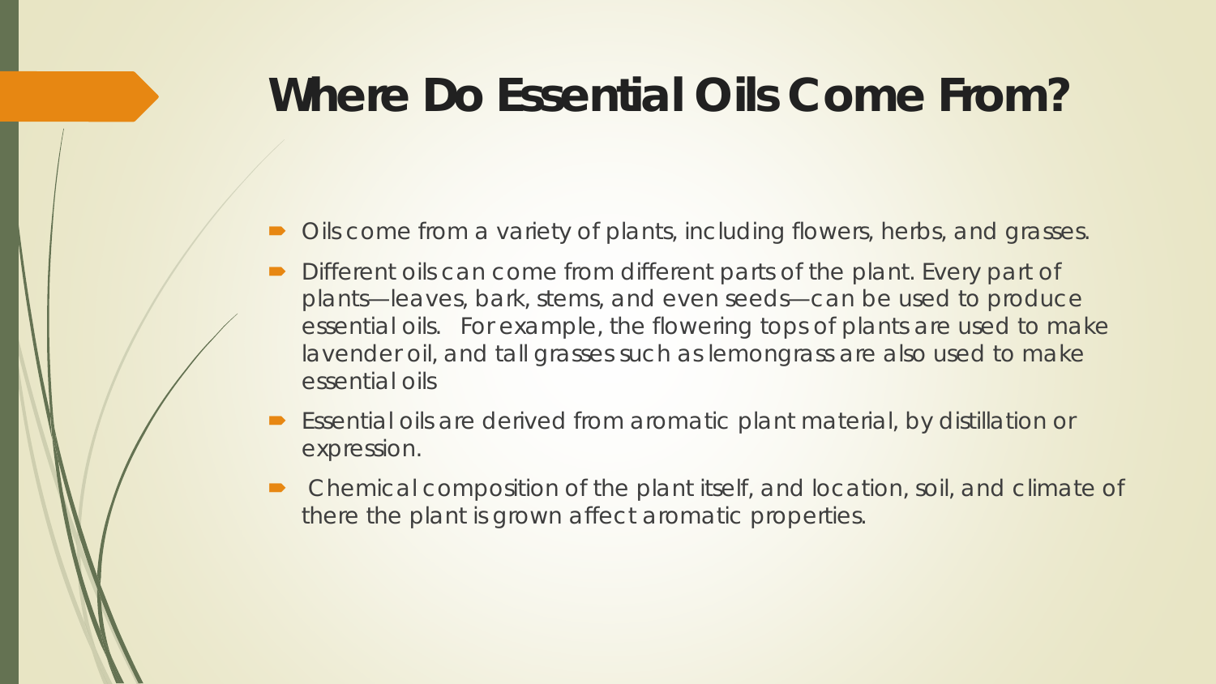# Where Do Essential Oils Come From?

- Oils come from a variety of plants, including flowers, herbs, and grasses.
- Different oils can come from different parts of the plant. Every part of plants—leaves, bark, stems, and even seeds—can be used to produce essential oils. For example, the flowering tops of plants are used to make lavender oil, and tall grasses such as lemongrass are also used to make essential oils
- Essential oils are derived from aromatic plant material, by distillation or expression.
- Chemical composition of the plant itself, and location, soil, and climate of there the plant is grown affect aromatic properties.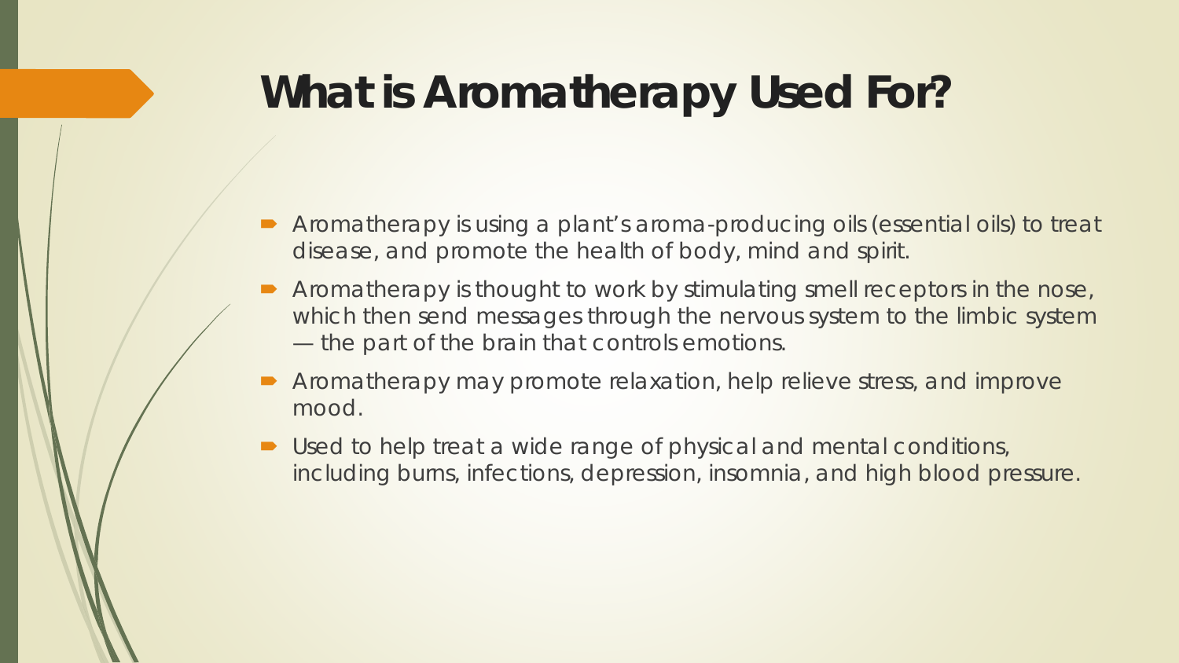# What is Aromatherapy Used For?

- Aromatherapy is using a plant's aroma-producing oils (essential oils) to treat disease, and promote the health of body, mind and spirit.
- Aromatherapy is thought to work by stimulating smell receptors in the nose, which then send messages through the nervous system to the limbic system — the part of the brain that controls emotions.
- Aromatherapy may promote relaxation, help relieve stress, and improve mood.
- Used to help treat a wide range of physical and mental conditions, including burns, infections, depression, insomnia, and high blood pressure.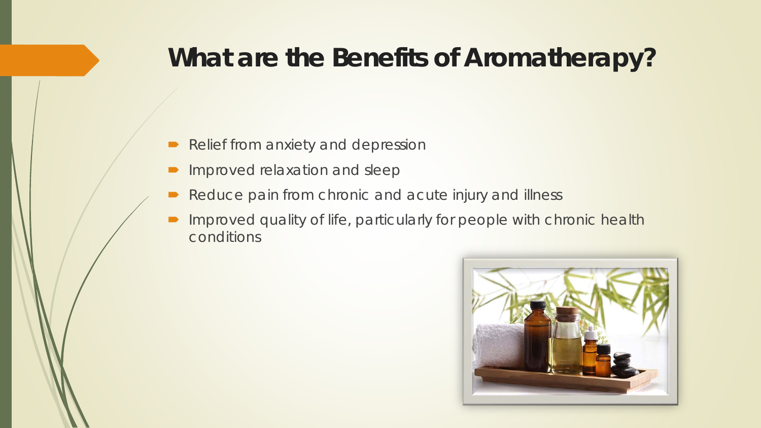# What are the Benefits of Aromatherapy?

- Relief from anxiety and depression
- Improved relaxation and sleep
- Reduce pain from chronic and acute injury and illness
- Improved quality of life, particularly for people with chronic health conditions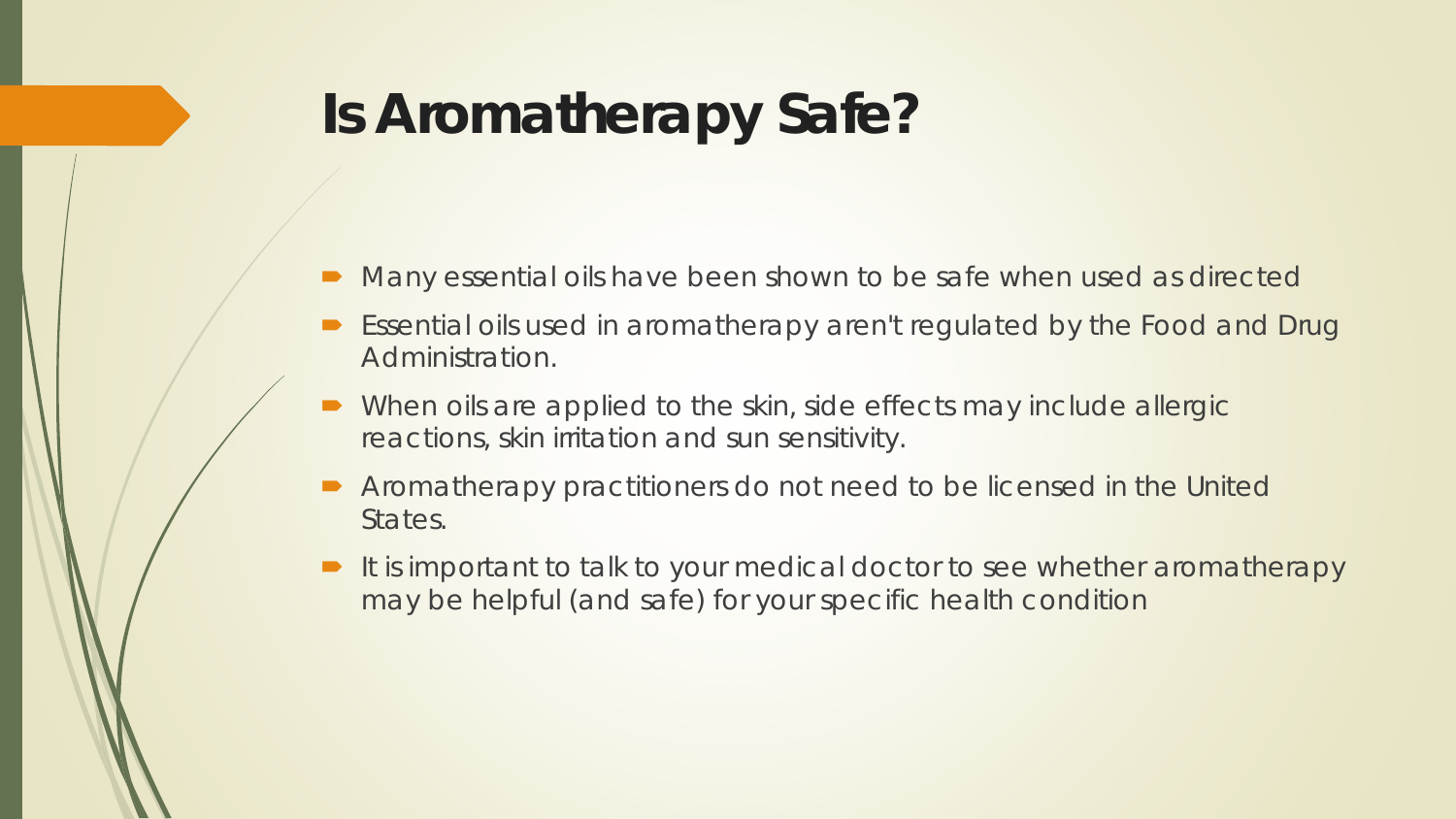# Is Aromatherapy Safe?

- Many essential oils have been shown to be safe when used as directed
- Essential oils used in aromatherapy aren't regulated by the Food and Drug Administration.
- When oils are applied to the skin, side effects may include allergic reactions, skin irritation and sun sensitivity.
- Aromatherapy practitioners do not need to be licensed in the United States.
- It is important to talk to your medical doctor to see whether aromatherapy may be helpful (and safe) for your specific health condition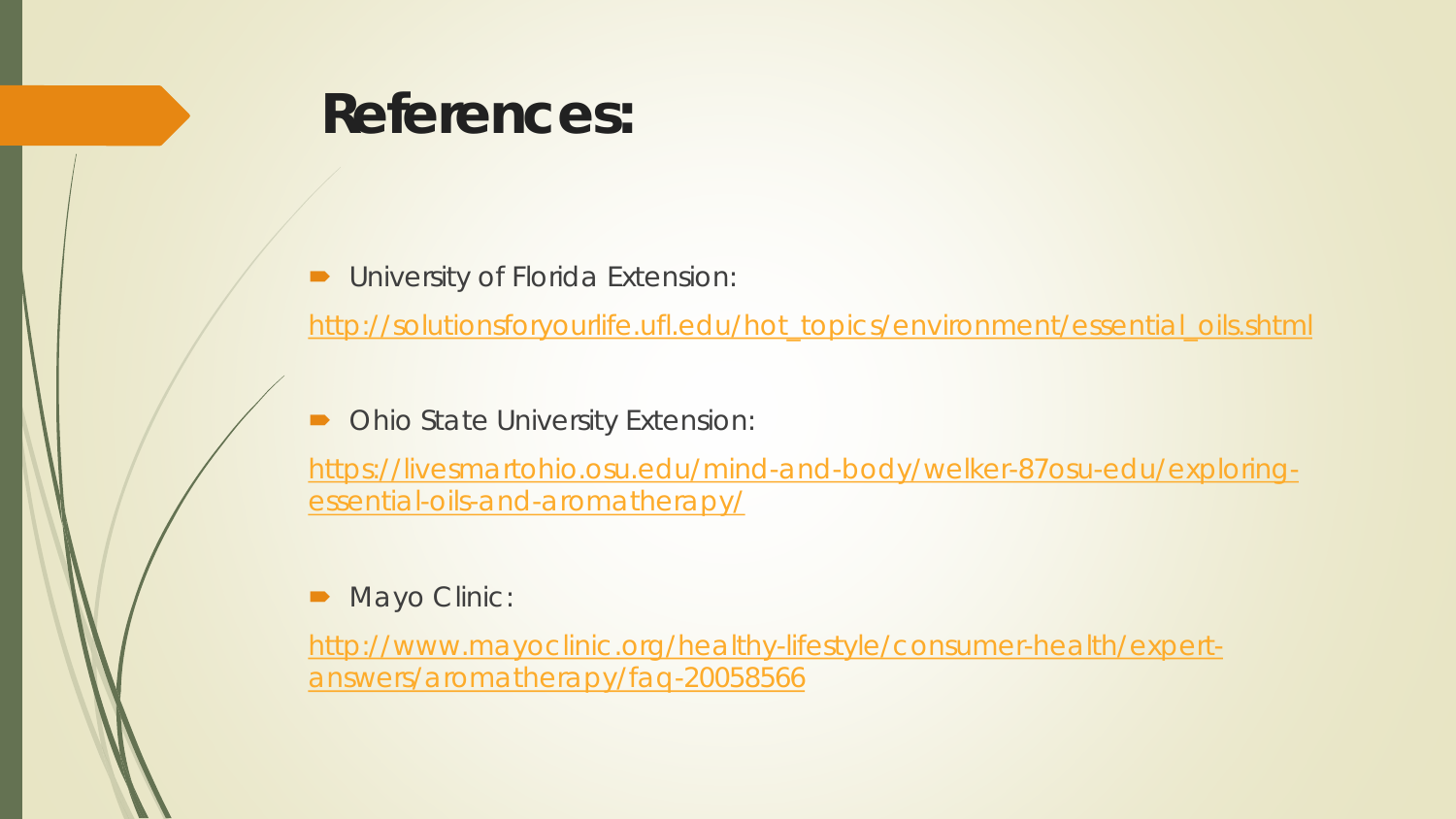# References:

- University of Florida Extension:

[http://solutionsforyourlife.ufl.edu/hot_topics/environment/essential_oils.shtml](http://solutionsforyourlife.ufl.edu/hot_topics/environment/essential_oils.shtml)

- Ohio State University Extension:

[https://livesmartohio.osu.edu/mind-and-body/welker-87osu-edu/exploring-essential-oils-and-aromatherapy/](https://livesmartohio.osu.edu/mind-and-body/welker-87osu-edu/exploring-essential-oils-and-aromatherapy/)

- Mayo Clinic:

[http://www.mayoclinic.org/healthy-lifestyle/consumer-health/expert-answers/aromatherapy/faq-20058566](http://www.mayoclinic.org/healthy-lifestyle/consumer-health/expert-answers/aromatherapy/faq-20058566)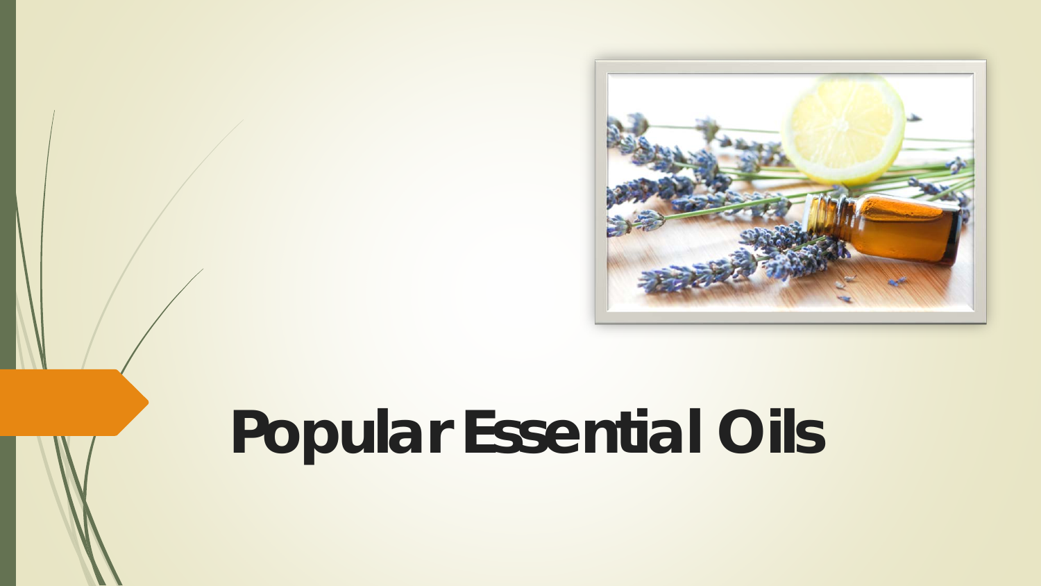# Popular Essential Oils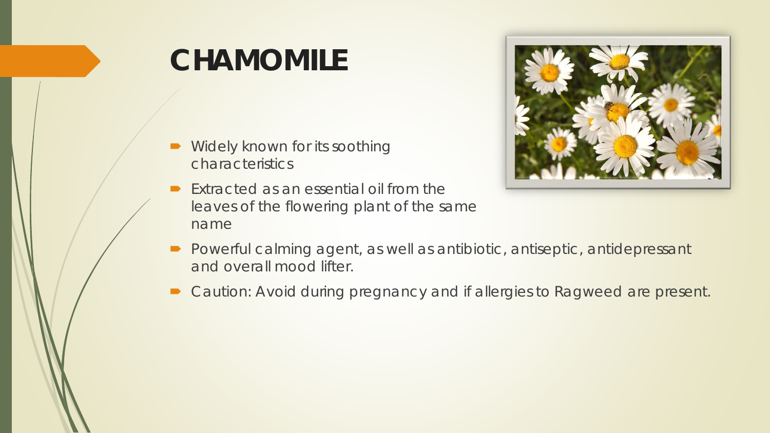# CHAMOMILE

- Widely known for its soothing characteristics
- Extracted as an essential oil from the leaves of the flowering plant of the same name
- Powerful calming agent, as well as antibiotic, antiseptic, antidepressant and overall mood lifter.
- Caution: Avoid during pregnancy and if allergies to Ragweed are present.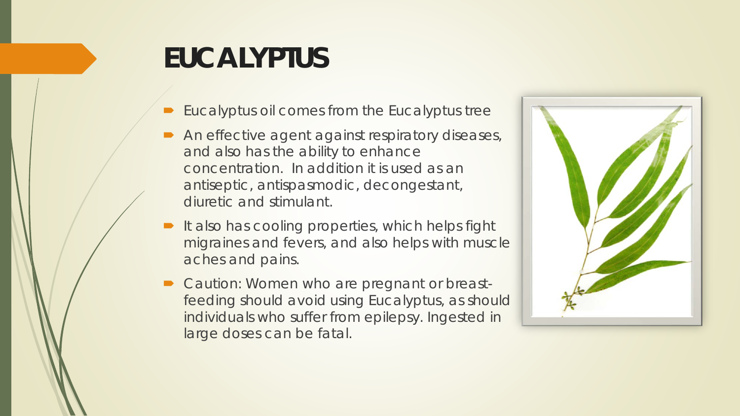# EUCALYPTUS

- Eucalyptus oil comes from the Eucalyptus tree
- An effective agent against respiratory diseases, and also has the ability to enhance concentration. In addition it is used as an antiseptic, antispasmodic, decongestant, diuretic and stimulant.
- It also has cooling properties, which helps fight migraines and fevers, and also helps with muscle aches and pains.
- Caution: Women who are pregnant or breast-feeding should avoid using Eucalyptus, as should individuals who suffer from epilepsy. Ingested in large doses can be fatal.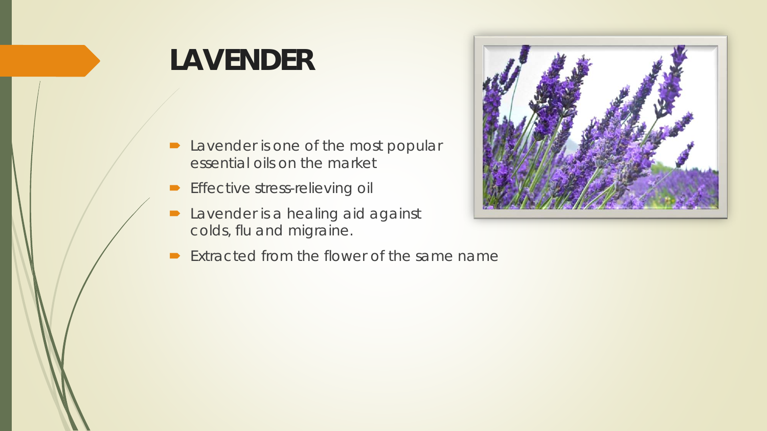# LAVENDER

- Lavender is one of the most popular essential oils on the market
- Effective stress-relieving oil
- Lavender is a healing aid against colds, flu and migraine.
- Extracted from the flower of the same name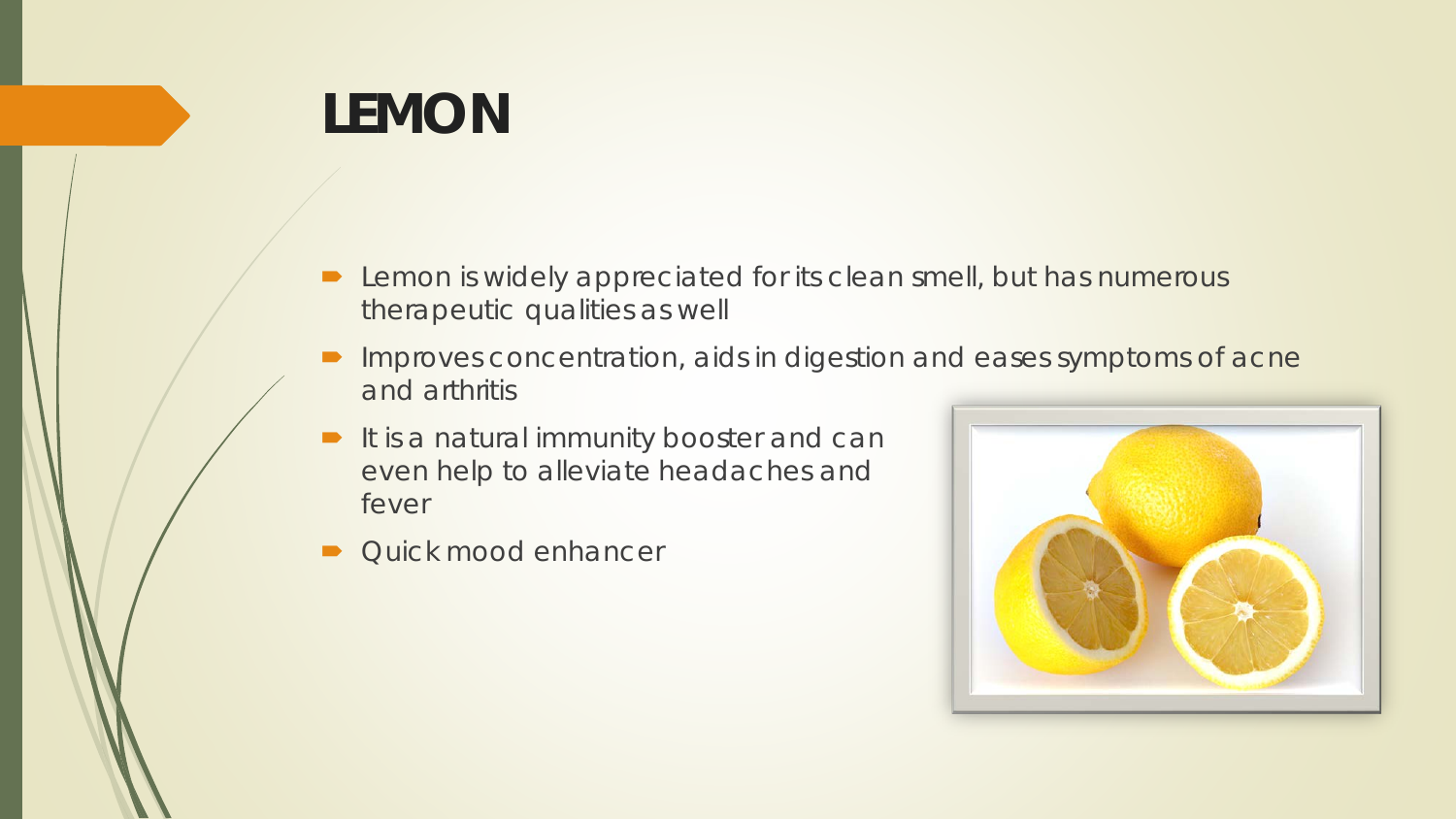# LEMON

- Lemon is widely appreciated for its clean smell, but has numerous therapeutic qualities as well
- Improves concentration, aids in digestion and eases symptoms of acne and arthritis
- It is a natural immunity booster and can even help to alleviate headaches and fever
- Quick mood enhancer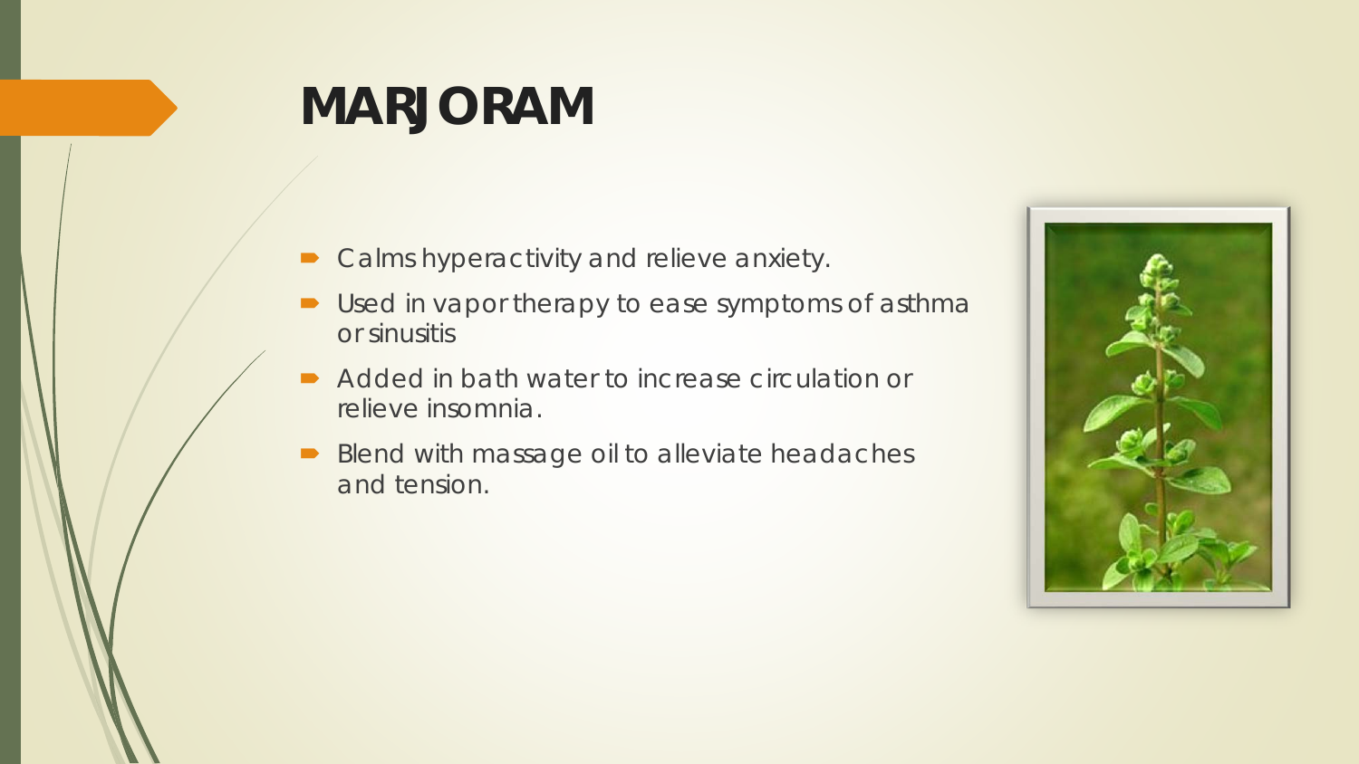# MARJORAM

- Calms hyperactivity and relieve anxiety.
- Used in vapor therapy to ease symptoms of asthma or sinusitis
- Added in bath water to increase circulation or relieve insomnia.
- Blend with massage oil to alleviate headaches and tension.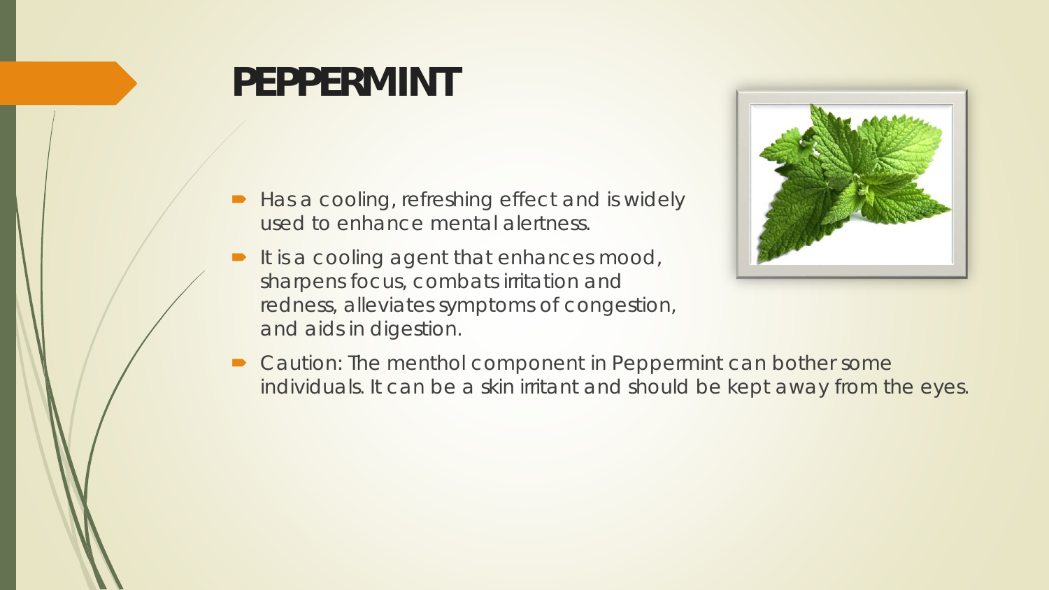# PEPPERMINT

- Has a cooling, refreshing effect and is widely used to enhance mental alertness.
- It is a cooling agent that enhances mood, sharpens focus, combats irritation and redness, alleviates symptoms of congestion, and aids in digestion.
- Caution: The menthol component in Peppermint can bother some individuals. It can be a skin irritant and should be kept away from the eyes.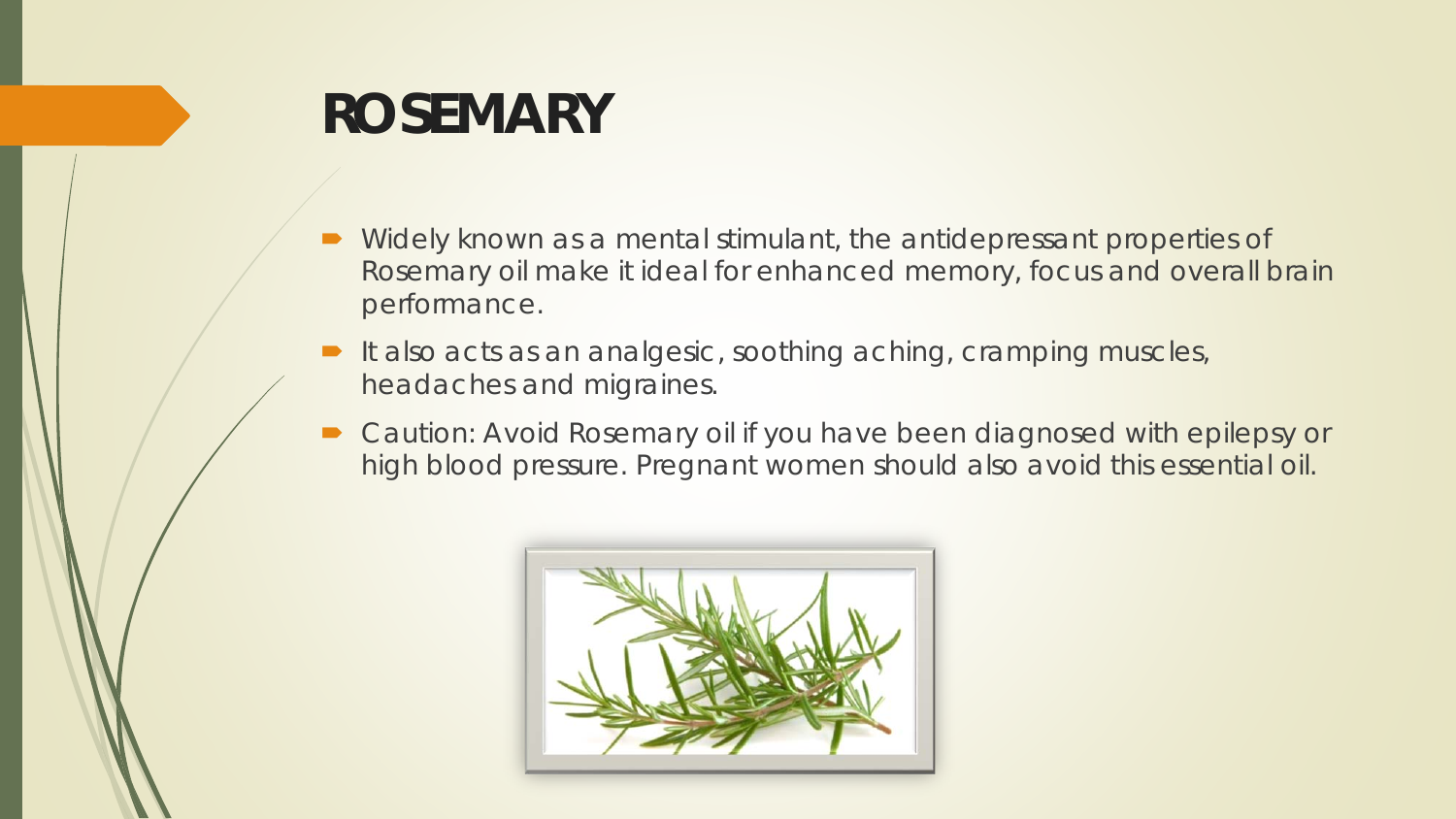# ROSEMARY

- Widely known as a mental stimulant, the antidepressant properties of Rosemary oil make it ideal for enhanced memory, focus and overall brain performance.
- It also acts as an analgesic, soothing aching, cramping muscles, headaches and migraines.
- Caution: Avoid Rosemary oil if you have been diagnosed with epilepsy or high blood pressure. Pregnant women should also avoid this essential oil.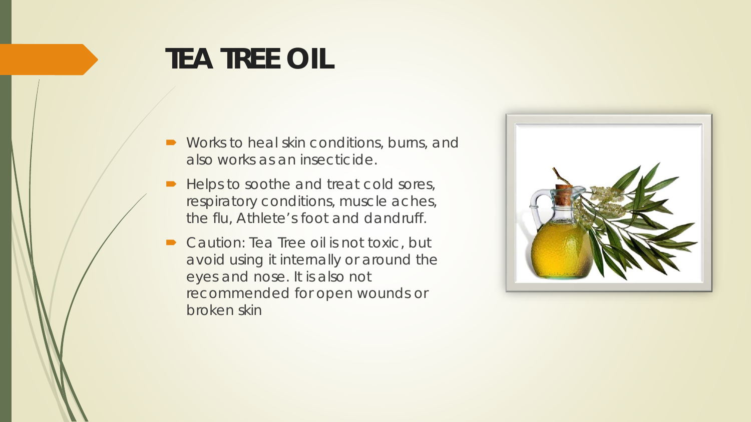# TEA TREE OIL

- Works to heal skin conditions, burns, and also works as an insecticide.
- Helps to soothe and treat cold sores, respiratory conditions, muscle aches, the flu, Athlete's foot and dandruff.
- Caution: Tea Tree oil is not toxic, but avoid using it internally or around the eyes and nose. It is also not recommended for open wounds or broken skin